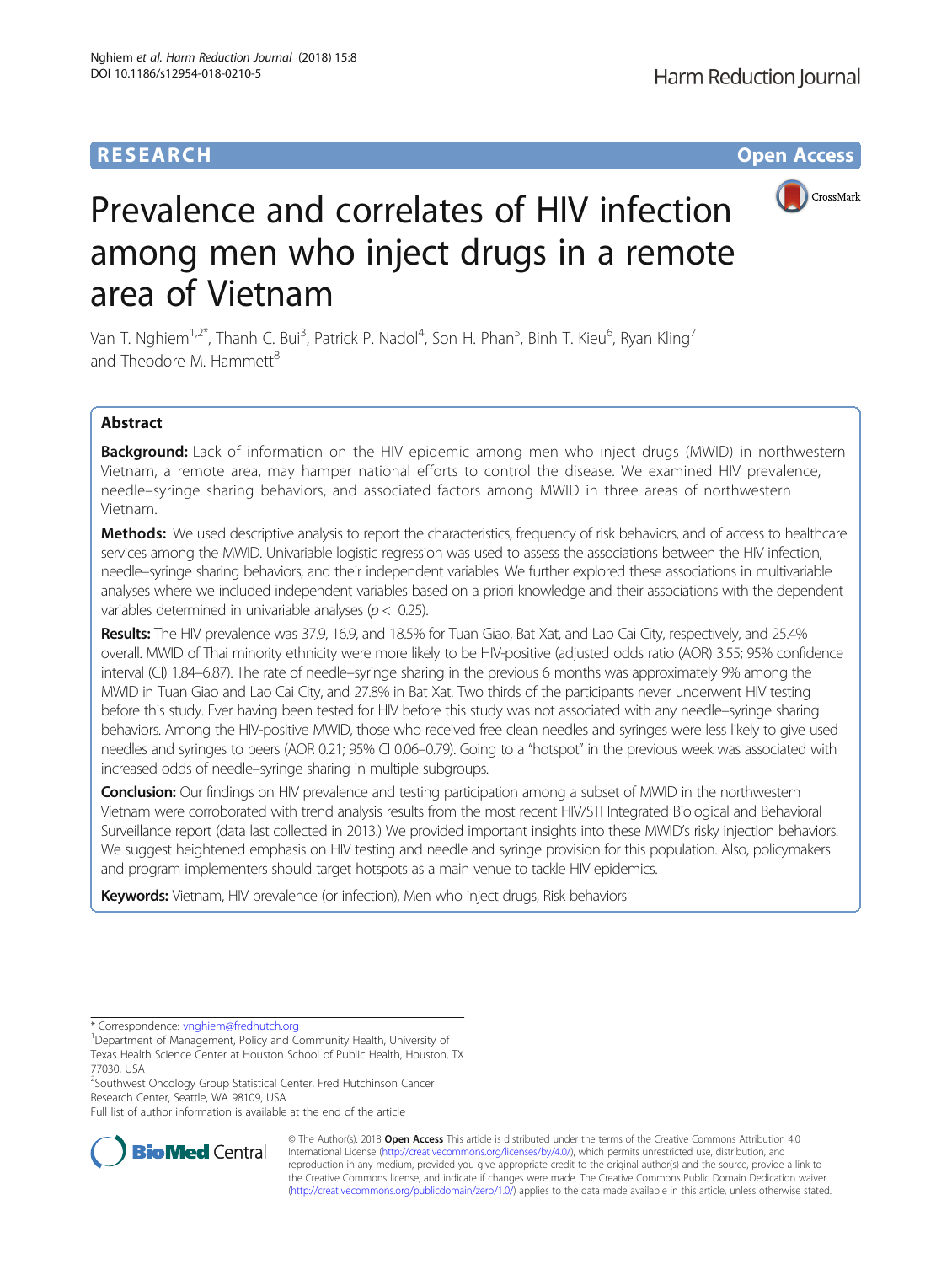# RESEARCH

# Prevalence and correlates of HIV infection among men who inject drugs in a remote area of Vietnam

Van T. Nghiem[1,2*], Thanh C. Bui[3], Patrick P. Nadol[4], Son H. Phan[5], Binh T. Kieu[6], Ryan Kling[7] and Theodore M. Hammett[8]

## Abstract

**Background:** Lack of information on the HIV epidemic among men who inject drugs (MWID) in northwestern Vietnam, a remote area, may hamper national efforts to control the disease. We examined HIV prevalence, needle–syringe sharing behaviors, and associated factors among MWID in three areas of northwestern Vietnam.

**Methods:** We used descriptive analysis to report the characteristics, frequency of risk behaviors, and of access to healthcare services among the MWID. Univariable logistic regression was used to assess the associations between the HIV infection, needle–syringe sharing behaviors, and their independent variables. We further explored these associations in multivariable analyses where we included independent variables based on a priori knowledge and their associations with the dependent variables determined in univariable analyses ($p < 0.25$).

**Results:** The HIV prevalence was 37.9, 16.9, and 18.5% for Tuan Giao, Bat Xat, and Lao Cai City, respectively, and 25.4% overall. MWID of Thai minority ethnicity were more likely to be HIV-positive (adjusted odds ratio (AOR) 3.55; 95% confidence interval (CI) 1.84–6.87). The rate of needle–syringe sharing in the previous 6 months was approximately 9% among the MWID in Tuan Giao and Lao Cai City, and 27.8% in Bat Xat. Two thirds of the participants never underwent HIV testing before this study. Ever having been tested for HIV before this study was not associated with any needle–syringe sharing behaviors. Among the HIV-positive MWID, those who received free clean needles and syringes were less likely to give used needles and syringes to peers (AOR 0.21; 95% CI 0.06–0.79). Going to a "hotspot" in the previous week was associated with increased odds of needle–syringe sharing in multiple subgroups.

**Conclusion:** Our findings on HIV prevalence and testing participation among a subset of MWID in the northwestern Vietnam were corroborated with trend analysis results from the most recent HIV/STI Integrated Biological and Behavioral Surveillance report (data last collected in 2013.) We provided important insights into these MWID's risky injection behaviors. We suggest heightened emphasis on HIV testing and needle and syringe provision for this population. Also, policymakers and program implementers should target hotspots as a main venue to tackle HIV epidemics.

**Keywords:** Vietnam, HIV prevalence (or infection), Men who inject drugs, Risk behaviors

---

* Correspondence: vnghiem@fredhutch.org

[1]Department of Management, Policy and Community Health, University of Texas Health Science Center at Houston School of Public Health, Houston, TX 77030, USA

[2]Southwest Oncology Group Statistical Center, Fred Hutchinson Cancer Research Center, Seattle, WA 98109, USA

Full list of author information is available at the end of the article

© The Author(s). 2018 **Open Access** This article is distributed under the terms of the Creative Commons Attribution 4.0 International License (http://creativecommons.org/licenses/by/4.0/), which permits unrestricted use, distribution, and reproduction in any medium, provided you give appropriate credit to the original author(s) and the source, provide a link to the Creative Commons license, and indicate if changes were made. The Creative Commons Public Domain Dedication waiver (http://creativecommons.org/publicdomain/zero/1.0/) applies to the data made available in this article, unless otherwise stated.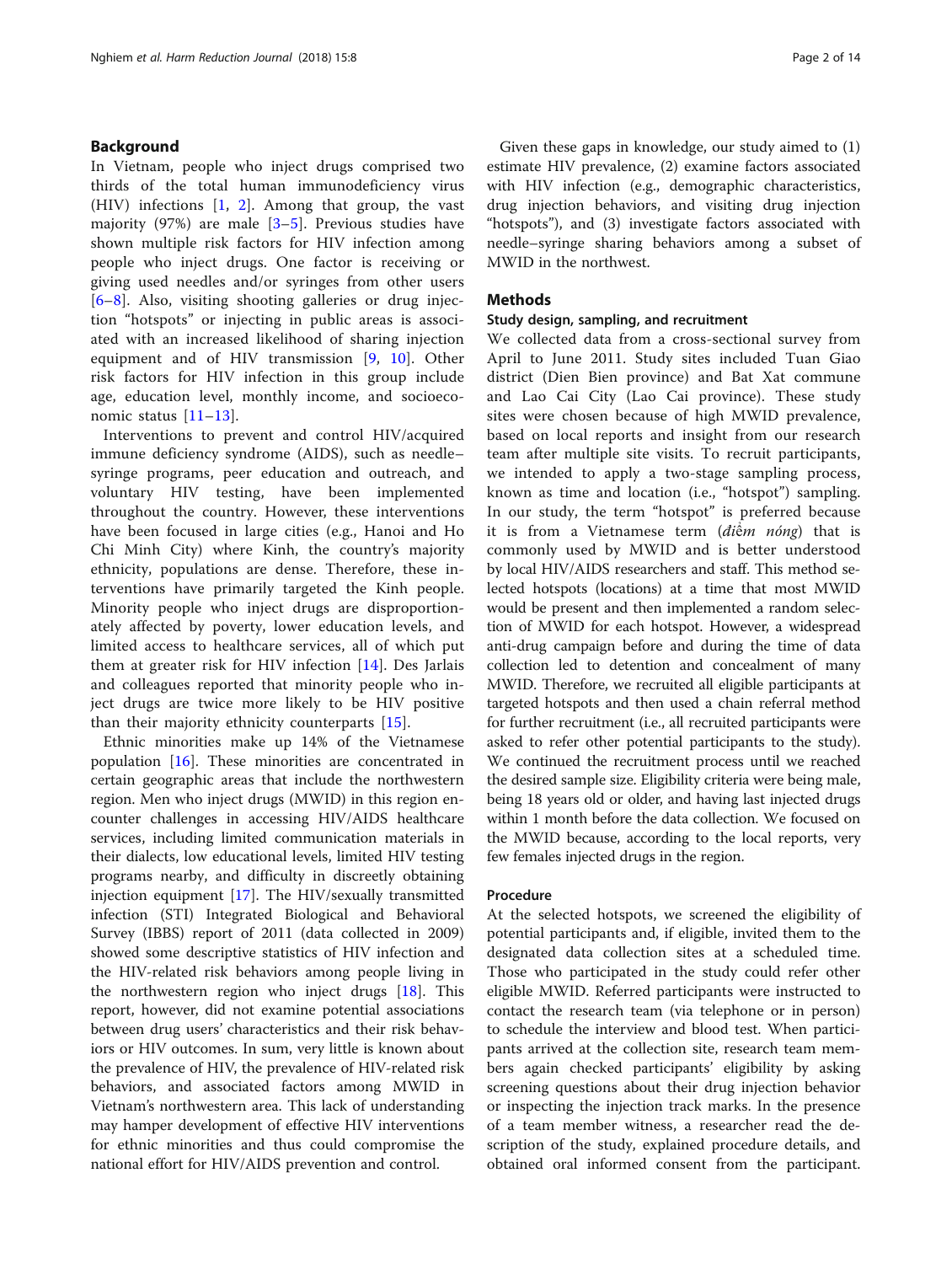## Background

In Vietnam, people who inject drugs comprised two thirds of the total human immunodeficiency virus (HIV) infections [1, 2]. Among that group, the vast majority (97%) are male [3–5]. Previous studies have shown multiple risk factors for HIV infection among people who inject drugs. One factor is receiving or giving used needles and/or syringes from other users [6–8]. Also, visiting shooting galleries or drug injection "hotspots" or injecting in public areas is associated with an increased likelihood of sharing injection equipment and of HIV transmission [9, 10]. Other risk factors for HIV infection in this group include age, education level, monthly income, and socioeconomic status [11–13].

Interventions to prevent and control HIV/acquired immune deficiency syndrome (AIDS), such as needle–syringe programs, peer education and outreach, and voluntary HIV testing, have been implemented throughout the country. However, these interventions have been focused in large cities (e.g., Hanoi and Ho Chi Minh City) where Kinh, the country's majority ethnicity, populations are dense. Therefore, these interventions have primarily targeted the Kinh people. Minority people who inject drugs are disproportionately affected by poverty, lower education levels, and limited access to healthcare services, all of which put them at greater risk for HIV infection [14]. Des Jarlais and colleagues reported that minority people who inject drugs are twice more likely to be HIV positive than their majority ethnicity counterparts [15].

Ethnic minorities make up 14% of the Vietnamese population [16]. These minorities are concentrated in certain geographic areas that include the northwestern region. Men who inject drugs (MWID) in this region encounter challenges in accessing HIV/AIDS healthcare services, including limited communication materials in their dialects, low educational levels, limited HIV testing programs nearby, and difficulty in discreetly obtaining injection equipment [17]. The HIV/sexually transmitted infection (STI) Integrated Biological and Behavioral Survey (IBBS) report of 2011 (data collected in 2009) showed some descriptive statistics of HIV infection and the HIV-related risk behaviors among people living in the northwestern region who inject drugs [18]. This report, however, did not examine potential associations between drug users' characteristics and their risk behaviors or HIV outcomes. In sum, very little is known about the prevalence of HIV, the prevalence of HIV-related risk behaviors, and associated factors among MWID in Vietnam's northwestern area. This lack of understanding may hamper development of effective HIV interventions for ethnic minorities and thus could compromise the national effort for HIV/AIDS prevention and control.

Given these gaps in knowledge, our study aimed to (1) estimate HIV prevalence, (2) examine factors associated with HIV infection (e.g., demographic characteristics, drug injection behaviors, and visiting drug injection "hotspots"), and (3) investigate factors associated with needle–syringe sharing behaviors among a subset of MWID in the northwest.

## Methods

### Study design, sampling, and recruitment

We collected data from a cross-sectional survey from April to June 2011. Study sites included Tuan Giao district (Dien Bien province) and Bat Xat commune and Lao Cai City (Lao Cai province). These study sites were chosen because of high MWID prevalence, based on local reports and insight from our research team after multiple site visits. To recruit participants, we intended to apply a two-stage sampling process, known as time and location (i.e., "hotspot") sampling. In our study, the term "hotspot" is preferred because it is from a Vietnamese term (*điểm nóng*) that is commonly used by MWID and is better understood by local HIV/AIDS researchers and staff. This method selected hotspots (locations) at a time that most MWID would be present and then implemented a random selection of MWID for each hotspot. However, a widespread anti-drug campaign before and during the time of data collection led to detention and concealment of many MWID. Therefore, we recruited all eligible participants at targeted hotspots and then used a chain referral method for further recruitment (i.e., all recruited participants were asked to refer other potential participants to the study). We continued the recruitment process until we reached the desired sample size. Eligibility criteria were being male, being 18 years old or older, and having last injected drugs within 1 month before the data collection. We focused on the MWID because, according to the local reports, very few females injected drugs in the region.

### Procedure

At the selected hotspots, we screened the eligibility of potential participants and, if eligible, invited them to the designated data collection sites at a scheduled time. Those who participated in the study could refer other eligible MWID. Referred participants were instructed to contact the research team (via telephone or in person) to schedule the interview and blood test. When participants arrived at the collection site, research team members again checked participants' eligibility by asking screening questions about their drug injection behavior or inspecting the injection track marks. In the presence of a team member witness, a researcher read the description of the study, explained procedure details, and obtained oral informed consent from the participant.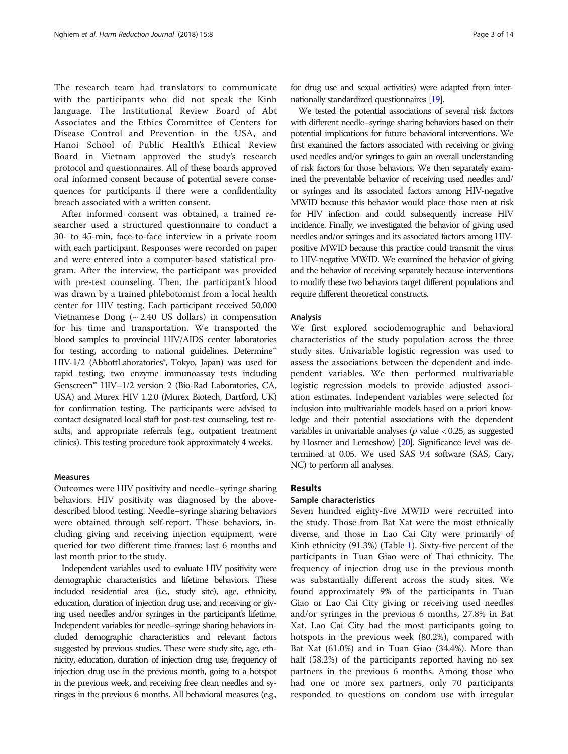The research team had translators to communicate with the participants who did not speak the Kinh language. The Institutional Review Board of Abt Associates and the Ethics Committee of Centers for Disease Control and Prevention in the USA, and Hanoi School of Public Health's Ethical Review Board in Vietnam approved the study's research protocol and questionnaires. All of these boards approved oral informed consent because of potential severe consequences for participants if there were a confidentiality breach associated with a written consent.

After informed consent was obtained, a trained researcher used a structured questionnaire to conduct a 30- to 45-min, face-to-face interview in a private room with each participant. Responses were recorded on paper and were entered into a computer-based statistical program. After the interview, the participant was provided with pre-test counseling. Then, the participant's blood was drawn by a trained phlebotomist from a local health center for HIV testing. Each participant received 50,000 Vietnamese Dong (~ 2.40 US dollars) in compensation for his time and transportation. We transported the blood samples to provincial HIV/AIDS center laboratories for testing, according to national guidelines. Determine™ HIV-1/2 (AbbottLaboratories®, Tokyo, Japan) was used for rapid testing; two enzyme immunoassay tests including Genscreen™ HIV–1/2 version 2 (Bio-Rad Laboratories, CA, USA) and Murex HIV 1.2.0 (Murex Biotech, Dartford, UK) for confirmation testing. The participants were advised to contact designated local staff for post-test counseling, test results, and appropriate referrals (e.g., outpatient treatment clinics). This testing procedure took approximately 4 weeks.

### Measures

Outcomes were HIV positivity and needle–syringe sharing behaviors. HIV positivity was diagnosed by the above-described blood testing. Needle–syringe sharing behaviors were obtained through self-report. These behaviors, including giving and receiving injection equipment, were queried for two different time frames: last 6 months and last month prior to the study.

Independent variables used to evaluate HIV positivity were demographic characteristics and lifetime behaviors. These included residential area (i.e., study site), age, ethnicity, education, duration of injection drug use, and receiving or giving used needles and/or syringes in the participant's lifetime. Independent variables for needle–syringe sharing behaviors included demographic characteristics and relevant factors suggested by previous studies. These were study site, age, ethnicity, education, duration of injection drug use, frequency of injection drug use in the previous month, going to a hotspot in the previous week, and receiving free clean needles and syringes in the previous 6 months. All behavioral measures (e.g., for drug use and sexual activities) were adapted from internationally standardized questionnaires [19].

We tested the potential associations of several risk factors with different needle–syringe sharing behaviors based on their potential implications for future behavioral interventions. We first examined the factors associated with receiving or giving used needles and/or syringes to gain an overall understanding of risk factors for those behaviors. We then separately examined the preventable behavior of receiving used needles and/or syringes and its associated factors among HIV-negative MWID because this behavior would place those men at risk for HIV infection and could subsequently increase HIV incidence. Finally, we investigated the behavior of giving used needles and/or syringes and its associated factors among HIV-positive MWID because this practice could transmit the virus to HIV-negative MWID. We examined the behavior of giving and the behavior of receiving separately because interventions to modify these two behaviors target different populations and require different theoretical constructs.

### Analysis

We first explored sociodemographic and behavioral characteristics of the study population across the three study sites. Univariable logistic regression was used to assess the associations between the dependent and independent variables. We then performed multivariable logistic regression models to provide adjusted association estimates. Independent variables were selected for inclusion into multivariable models based on a priori knowledge and their potential associations with the dependent variables in univariable analyses ($p$ value < 0.25, as suggested by Hosmer and Lemeshow) [20]. Significance level was determined at 0.05. We used SAS 9.4 software (SAS, Cary, NC) to perform all analyses.

## Results

### Sample characteristics

Seven hundred eighty-five MWID were recruited into the study. Those from Bat Xat were the most ethnically diverse, and those in Lao Cai City were primarily of Kinh ethnicity (91.3%) (Table 1). Sixty-five percent of the participants in Tuan Giao were of Thai ethnicity. The frequency of injection drug use in the previous month was substantially different across the study sites. We found approximately 9% of the participants in Tuan Giao or Lao Cai City giving or receiving used needles and/or syringes in the previous 6 months, 27.8% in Bat Xat. Lao Cai City had the most participants going to hotspots in the previous week (80.2%), compared with Bat Xat (61.0%) and in Tuan Giao (34.4%). More than half (58.2%) of the participants reported having no sex partners in the previous 6 months. Among those who had one or more sex partners, only 70 participants responded to questions on condom use with irregular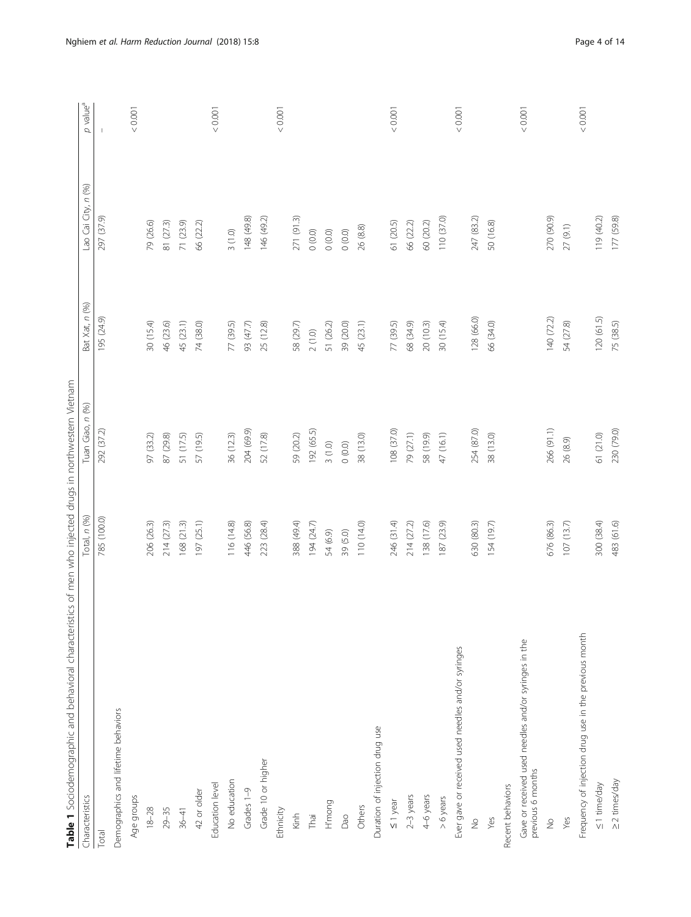**Table 1** Sociodemographic and behavioral characteristics of men who injected drugs in northwestern Vietnam

| Characteristics | Total, *n* (%) | Tuan Giao, *n* (%) | Bat Xat, *n* (%) | Lao Cai City, *n* (%) | *p* value[a] |
|---|---|---|---|---|---|
| Total | 785 (100.0) | 292 (37.2) | 195 (24.9) | 297 (37.9) | – |
| Demographics and lifetime behaviors | | | | | |
| Age groups | | | | | < 0.001 |
| 18–28 | 206 (26.3) | 97 (33.2) | 30 (15.4) | 79 (26.6) | |
| 29–35 | 214 (27.3) | 87 (29.8) | 46 (23.6) | 81 (27.3) | |
| 36–41 | 168 (21.3) | 51 (17.5) | 45 (23.1) | 71 (23.9) | |
| 42 or older | 197 (25.1) | 57 (19.5) | 74 (38.0) | 66 (22.2) | |
| Education level | | | | | < 0.001 |
| No education | 116 (14.8) | 36 (12.3) | 77 (39.5) | 3 (1.0) | |
| Grades 1–9 | 446 (56.8) | 204 (69.9) | 93 (47.7) | 148 (49.8) | |
| Grade 10 or higher | 223 (28.4) | 52 (17.8) | 25 (12.8) | 146 (49.2) | |
| Ethnicity | | | | | < 0.001 |
| Kinh | 388 (49.4) | 59 (20.2) | 58 (29.7) | 271 (91.3) | |
| Thai | 194 (24.7) | 192 (65.5) | 2 (1.0) | 0 (0.0) | |
| H'mong | 54 (6.9) | 3 (1.0) | 51 (26.2) | 0 (0.0) | |
| Dao | 39 (5.0) | 0 (0.0) | 39 (20.0) | 0 (0.0) | |
| Others | 110 (14.0) | 38 (13.0) | 45 (23.1) | 26 (8.8) | |
| Duration of injection drug use | | | | | < 0.001 |
| ≤ 1 year | 246 (31.4) | 108 (37.0) | 77 (39.5) | 61 (20.5) | |
| 2–3 years | 214 (27.2) | 79 (27.1) | 68 (34.9) | 66 (22.2) | |
| 4–6 years | 138 (17.6) | 58 (19.9) | 20 (10.3) | 60 (20.2) | |
| > 6 years | 187 (23.9) | 47 (16.1) | 30 (15.4) | 110 (37.0) | |
| Ever gave or received used needles and/or syringes | | | | | < 0.001 |
| No | 630 (80.3) | 254 (87.0) | 128 (66.0) | 247 (83.2) | |
| Yes | 154 (19.7) | 38 (13.0) | 66 (34.0) | 50 (16.8) | |
| Recent behaviors | | | | | |
| Gave or received used needles and/or syringes in the previous 6 months | | | | | < 0.001 |
| No | 676 (86.3) | 266 (91.1) | 140 (72.2) | 270 (90.9) | |
| Yes | 107 (13.7) | 26 (8.9) | 54 (27.8) | 27 (9.1) | |
| Frequency of injection drug use in the previous month | | | | | < 0.001 |
| ≤1 time/day | 300 (38.4) | 61 (21.0) | 120 (61.5) | 119 (40.2) | |
| ≥2 times/day | 483 (61.6) | 230 (79.0) | 75 (38.5) | 177 (59.8) | |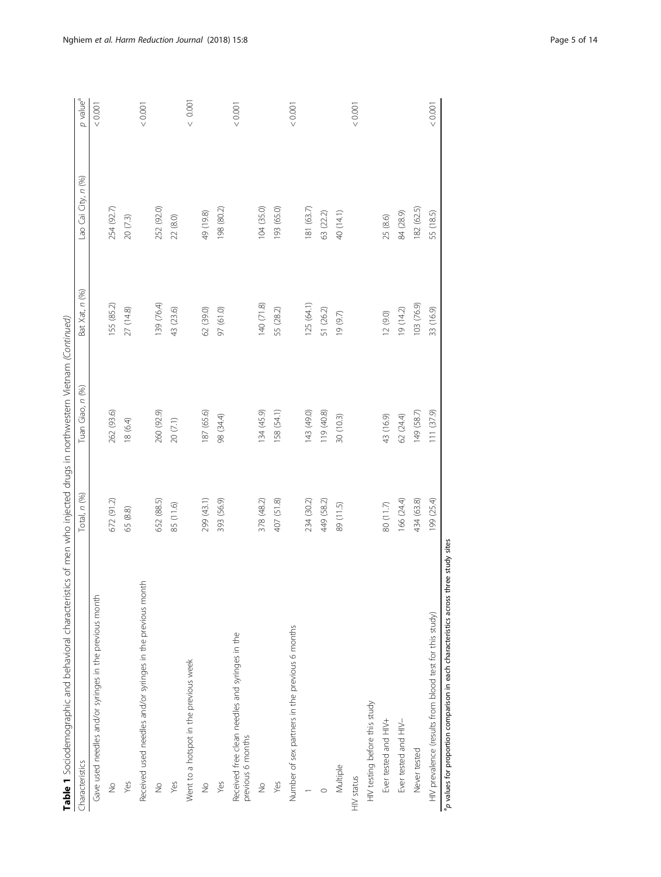**Table 1** Sociodemographic and behavioral characteristics of men who injected drugs in northwestern Vietnam *(Continued)*

| Characteristics | Total, *n* (%) | Tuan Giao, *n* (%) | Bat Xat, *n* (%) | Lao Cai City, *n* (%) | *p* value[a] |
|---|---|---|---|---|---|
| Gave used needles and/or syringes in the previous month | | | | | < 0.001 |
| No | 672 (91.2) | 262 (93.6) | 155 (85.2) | 254 (92.7) | |
| Yes | 65 (8.8) | 18 (6.4) | 27 (14.8) | 20 (7.3) | |
| Received used needles and/or syringes in the previous month | | | | | < 0.001 |
| No | 652 (88.5) | 260 (92.9) | 139 (76.4) | 252 (92.0) | |
| Yes | 85 (11.6) | 20 (7.1) | 43 (23.6) | 22 (8.0) | |
| Went to a hotspot in the previous week | | | | | < 0.001 |
| No | 299 (43.1) | 187 (65.6) | 62 (39.0) | 49 (19.8) | |
| Yes | 393 (56.9) | 98 (34.4) | 97 (61.0) | 198 (80.2) | |
| Received free clean needles and syringes in the previous 6 months | | | | | < 0.001 |
| No | 378 (48.2) | 134 (45.9) | 140 (71.8) | 104 (35.0) | |
| Yes | 407 (51.8) | 158 (54.1) | 55 (28.2) | 193 (65.0) | |
| Number of sex partners in the previous 6 months | | | | | < 0.001 |
| 1 | 234 (30.2) | 143 (49.0) | 125 (64.1) | 181 (63.7) | |
| 0 | 449 (58.2) | 119 (40.8) | 51 (26.2) | 63 (22.2) | |
| Multiple | 89 (11.5) | 30 (10.3) | 19 (9.7) | 40 (14.1) | |
| HIV status | | | | | < 0.001 |
| HIV testing before this study | | | | | |
| Ever tested and HIV+ | 80 (11.7) | 43 (16.9) | 12 (9.0) | 25 (8.6) | |
| Ever tested and HIV− | 166 (24.4) | 62 (24.4) | 19 (14.2) | 84 (28.9) | |
| Never tested | 434 (63.8) | 149 (58.7) | 103 (76.9) | 182 (62.5) | |
| HIV prevalence (results from blood test for this study) | 199 (25.4) | 111 (37.9) | 33 (16.9) | 55 (18.5) | < 0.001 |

[a] *p* values for proportion comparison in each characteristics across three study sites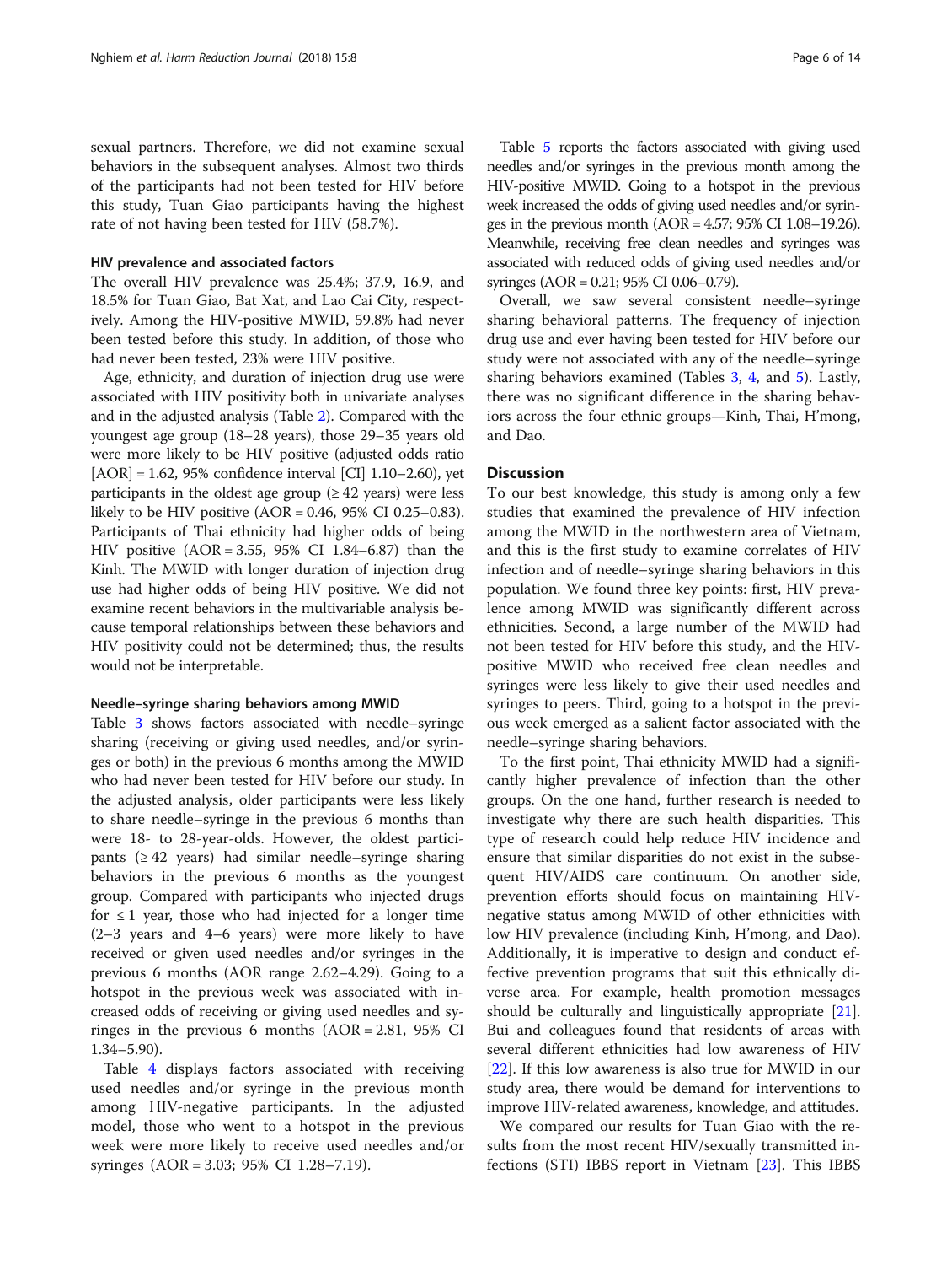sexual partners. Therefore, we did not examine sexual behaviors in the subsequent analyses. Almost two thirds of the participants had not been tested for HIV before this study, Tuan Giao participants having the highest rate of not having been tested for HIV (58.7%).

### HIV prevalence and associated factors

The overall HIV prevalence was 25.4%; 37.9, 16.9, and 18.5% for Tuan Giao, Bat Xat, and Lao Cai City, respectively. Among the HIV-positive MWID, 59.8% had never been tested before this study. In addition, of those who had never been tested, 23% were HIV positive.

Age, ethnicity, and duration of injection drug use were associated with HIV positivity both in univariate analyses and in the adjusted analysis (Table 2). Compared with the youngest age group (18–28 years), those 29–35 years old were more likely to be HIV positive (adjusted odds ratio [AOR] = 1.62, 95% confidence interval [CI] 1.10–2.60), yet participants in the oldest age group (≥ 42 years) were less likely to be HIV positive (AOR = 0.46, 95% CI 0.25–0.83). Participants of Thai ethnicity had higher odds of being HIV positive (AOR = 3.55, 95% CI 1.84–6.87) than the Kinh. The MWID with longer duration of injection drug use had higher odds of being HIV positive. We did not examine recent behaviors in the multivariable analysis because temporal relationships between these behaviors and HIV positivity could not be determined; thus, the results would not be interpretable.

### Needle–syringe sharing behaviors among MWID

Table 3 shows factors associated with needle–syringe sharing (receiving or giving used needles, and/or syringes or both) in the previous 6 months among the MWID who had never been tested for HIV before our study. In the adjusted analysis, older participants were less likely to share needle–syringe in the previous 6 months than were 18- to 28-year-olds. However, the oldest participants (≥ 42 years) had similar needle–syringe sharing behaviors in the previous 6 months as the youngest group. Compared with participants who injected drugs for ≤ 1 year, those who had injected for a longer time (2–3 years and 4–6 years) were more likely to have received or given used needles and/or syringes in the previous 6 months (AOR range 2.62–4.29). Going to a hotspot in the previous week was associated with increased odds of receiving or giving used needles and syringes in the previous 6 months (AOR = 2.81, 95% CI 1.34–5.90).

Table 4 displays factors associated with receiving used needles and/or syringe in the previous month among HIV-negative participants. In the adjusted model, those who went to a hotspot in the previous week were more likely to receive used needles and/or syringes (AOR = 3.03; 95% CI 1.28–7.19).

Table 5 reports the factors associated with giving used needles and/or syringes in the previous month among the HIV-positive MWID. Going to a hotspot in the previous week increased the odds of giving used needles and/or syringes in the previous month (AOR = 4.57; 95% CI 1.08–19.26). Meanwhile, receiving free clean needles and syringes was associated with reduced odds of giving used needles and/or syringes (AOR = 0.21; 95% CI 0.06–0.79).

Overall, we saw several consistent needle–syringe sharing behavioral patterns. The frequency of injection drug use and ever having been tested for HIV before our study were not associated with any of the needle–syringe sharing behaviors examined (Tables 3, 4, and 5). Lastly, there was no significant difference in the sharing behaviors across the four ethnic groups—Kinh, Thai, H'mong, and Dao.

## Discussion

To our best knowledge, this study is among only a few studies that examined the prevalence of HIV infection among the MWID in the northwestern area of Vietnam, and this is the first study to examine correlates of HIV infection and of needle–syringe sharing behaviors in this population. We found three key points: first, HIV prevalence among MWID was significantly different across ethnicities. Second, a large number of the MWID had not been tested for HIV before this study, and the HIV-positive MWID who received free clean needles and syringes were less likely to give their used needles and syringes to peers. Third, going to a hotspot in the previous week emerged as a salient factor associated with the needle–syringe sharing behaviors.

To the first point, Thai ethnicity MWID had a significantly higher prevalence of infection than the other groups. On the one hand, further research is needed to investigate why there are such health disparities. This type of research could help reduce HIV incidence and ensure that similar disparities do not exist in the subsequent HIV/AIDS care continuum. On another side, prevention efforts should focus on maintaining HIV-negative status among MWID of other ethnicities with low HIV prevalence (including Kinh, H'mong, and Dao). Additionally, it is imperative to design and conduct effective prevention programs that suit this ethnically diverse area. For example, health promotion messages should be culturally and linguistically appropriate [21]. Bui and colleagues found that residents of areas with several different ethnicities had low awareness of HIV [22]. If this low awareness is also true for MWID in our study area, there would be demand for interventions to improve HIV-related awareness, knowledge, and attitudes.

We compared our results for Tuan Giao with the results from the most recent HIV/sexually transmitted infections (STI) IBBS report in Vietnam [23]. This IBBS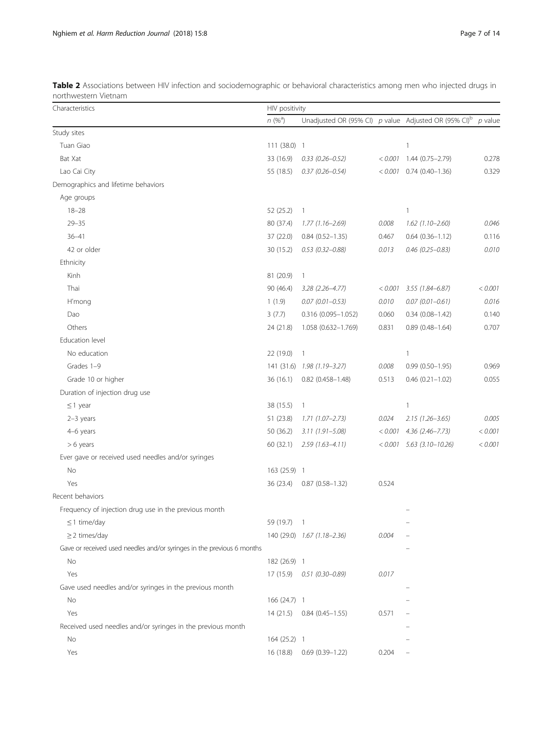**Table 2** Associations between HIV infection and sociodemographic or behavioral characteristics among men who injected drugs in northwestern Vietnam

| Characteristics | HIV positivity | | | | |
|---|---|---|---|---|---|
| | *n* (%[a]) | Unadjusted OR (95% CI) | *p* value | Adjusted OR (95% CI)[b] | *p* value |
| Study sites | | | | | |
| Tuan Giao | 111 (38.0) | 1 | | 1 | |
| Bat Xat | 33 (16.9) | *0.33 (0.26–0.52)* | *< 0.001* | 1.44 (0.75–2.79) | 0.278 |
| Lao Cai City | 55 (18.5) | *0.37 (0.26–0.54)* | *< 0.001* | 0.74 (0.40–1.36) | 0.329 |
| Demographics and lifetime behaviors | | | | | |
| Age groups | | | | | |
| 18–28 | 52 (25.2) | 1 | | 1 | |
| 29–35 | 80 (37.4) | *1.77 (1.16–2.69)* | *0.008* | *1.62 (1.10–2.60)* | *0.046* |
| 36–41 | 37 (22.0) | 0.84 (0.52–1.35) | 0.467 | 0.64 (0.36–1.12) | 0.116 |
| 42 or older | 30 (15.2) | *0.53 (0.32–0.88)* | *0.013* | *0.46 (0.25–0.83)* | *0.010* |
| Ethnicity | | | | | |
| Kinh | 81 (20.9) | 1 | | | |
| Thai | 90 (46.4) | *3.28 (2.26–4.77)* | *< 0.001* | *3.55 (1.84–6.87)* | *< 0.001* |
| H'mong | 1 (1.9) | *0.07 (0.01–0.53)* | *0.010* | *0.07 (0.01–0.61)* | *0.016* |
| Dao | 3 (7.7) | 0.316 (0.095–1.052) | 0.060 | 0.34 (0.08–1.42) | 0.140 |
| Others | 24 (21.8) | 1.058 (0.632–1.769) | 0.831 | 0.89 (0.48–1.64) | 0.707 |
| Education level | | | | | |
| No education | 22 (19.0) | 1 | | 1 | |
| Grades 1–9 | 141 (31.6) | *1.98 (1.19–3.27)* | *0.008* | 0.99 (0.50–1.95) | 0.969 |
| Grade 10 or higher | 36 (16.1) | 0.82 (0.458–1.48) | 0.513 | 0.46 (0.21–1.02) | 0.055 |
| Duration of injection drug use | | | | | |
| ≤ 1 year | 38 (15.5) | 1 | | 1 | |
| 2–3 years | 51 (23.8) | *1.71 (1.07–2.73)* | *0.024* | *2.15 (1.26–3.65)* | *0.005* |
| 4–6 years | 50 (36.2) | *3.11 (1.91–5.08)* | *< 0.001* | *4.36 (2.46–7.73)* | *< 0.001* |
| > 6 years | 60 (32.1) | *2.59 (1.63–4.11)* | *< 0.001* | *5.63 (3.10–10.26)* | *< 0.001* |
| Ever gave or received used needles and/or syringes | | | | | |
| No | 163 (25.9) | 1 | | | |
| Yes | 36 (23.4) | 0.87 (0.58–1.32) | 0.524 | | |
| Recent behaviors | | | | | |
| Frequency of injection drug use in the previous month | | | | – | |
| ≤ 1 time/day | 59 (19.7) | 1 | | – | |
| ≥ 2 times/day | 140 (29.0) | *1.67 (1.18–2.36)* | *0.004* | – | |
| Gave or received used needles and/or syringes in the previous 6 months | | | | – | |
| No | 182 (26.9) | 1 | | | |
| Yes | 17 (15.9) | *0.51 (0.30–0.89)* | *0.017* | | |
| Gave used needles and/or syringes in the previous month | | | | – | |
| No | 166 (24.7) | 1 | | – | |
| Yes | 14 (21.5) | 0.84 (0.45–1.55) | 0.571 | – | |
| Received used needles and/or syringes in the previous month | | | | – | |
| No | 164 (25.2) | 1 | | – | |
| Yes | 16 (18.8) | 0.69 (0.39–1.22) | 0.204 | – | |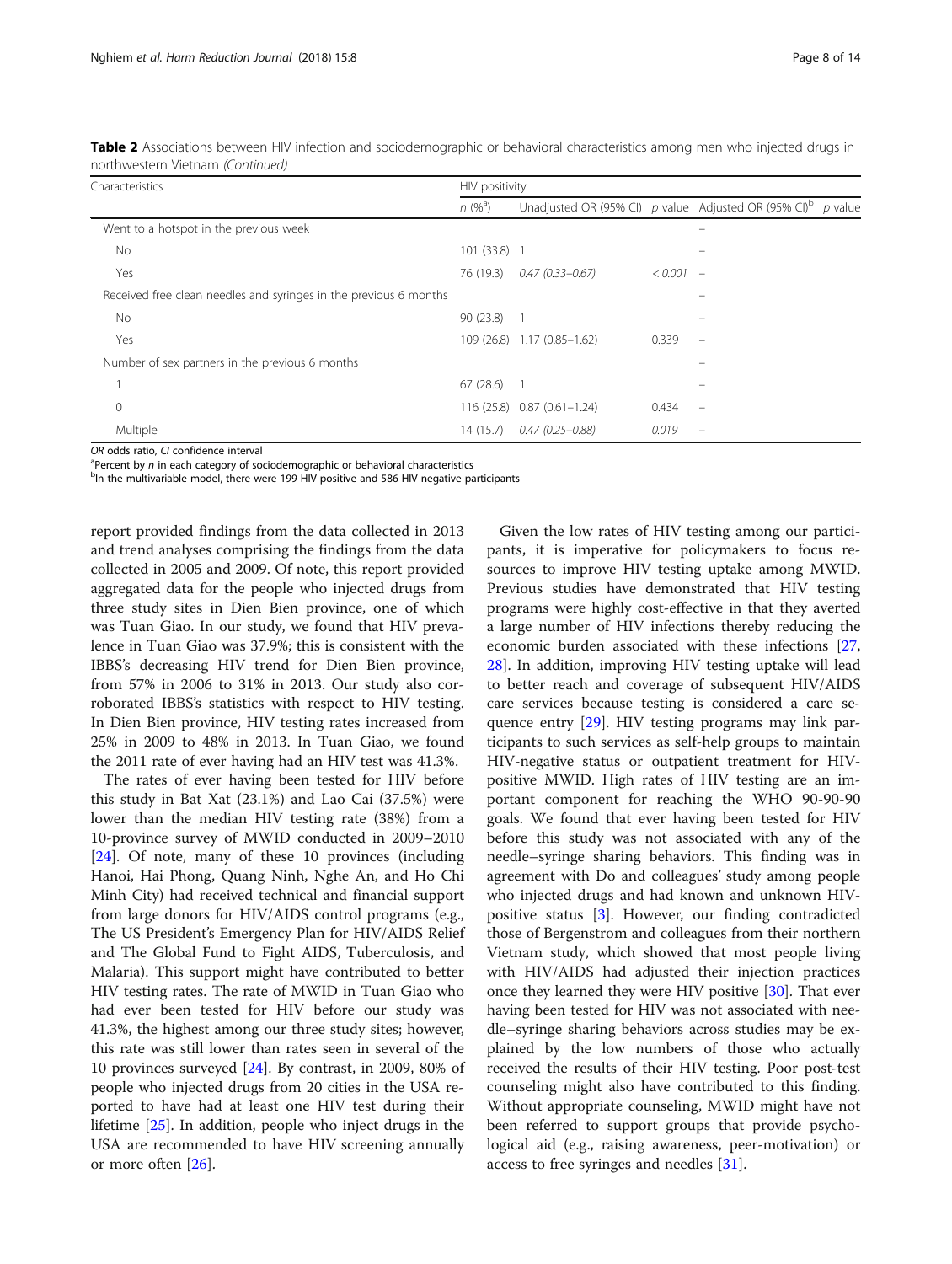**Table 2** Associations between HIV infection and sociodemographic or behavioral characteristics among men who injected drugs in northwestern Vietnam *(Continued)*

| Characteristics | HIV positivity | | | | |
|---|---|---|---|---|---|
| | *n* (%[a]) | Unadjusted OR (95% CI) | *p* value | Adjusted OR (95% CI)[b] | *p* value |
| Went to a hotspot in the previous week | | | | – | |
| No | 101 (33.8) | 1 | | – | |
| Yes | 76 (19.3) | *0.47 (0.33–0.67)* | *< 0.001* | – | |
| Received free clean needles and syringes in the previous 6 months | | | | – | |
| No | 90 (23.8) | 1 | | – | |
| Yes | 109 (26.8) | 1.17 (0.85–1.62) | 0.339 | – | |
| Number of sex partners in the previous 6 months | | | | – | |
| 1 | 67 (28.6) | 1 | | – | |
| 0 | 116 (25.8) | 0.87 (0.61–1.24) | 0.434 | – | |
| Multiple | 14 (15.7) | *0.47 (0.25–0.88)* | *0.019* | – | |

*OR* odds ratio, *CI* confidence interval

[a]Percent by *n* in each category of sociodemographic or behavioral characteristics

[b]In the multivariable model, there were 199 HIV-positive and 586 HIV-negative participants

report provided findings from the data collected in 2013 and trend analyses comprising the findings from the data collected in 2005 and 2009. Of note, this report provided aggregated data for the people who injected drugs from three study sites in Dien Bien province, one of which was Tuan Giao. In our study, we found that HIV prevalence in Tuan Giao was 37.9%; this is consistent with the IBBS's decreasing HIV trend for Dien Bien province, from 57% in 2006 to 31% in 2013. Our study also corroborated IBBS's statistics with respect to HIV testing. In Dien Bien province, HIV testing rates increased from 25% in 2009 to 48% in 2013. In Tuan Giao, we found the 2011 rate of ever having had an HIV test was 41.3%.

The rates of ever having been tested for HIV before this study in Bat Xat (23.1%) and Lao Cai (37.5%) were lower than the median HIV testing rate (38%) from a 10-province survey of MWID conducted in 2009–2010 [24]. Of note, many of these 10 provinces (including Hanoi, Hai Phong, Quang Ninh, Nghe An, and Ho Chi Minh City) had received technical and financial support from large donors for HIV/AIDS control programs (e.g., The US President's Emergency Plan for HIV/AIDS Relief and The Global Fund to Fight AIDS, Tuberculosis, and Malaria). This support might have contributed to better HIV testing rates. The rate of MWID in Tuan Giao who had ever been tested for HIV before our study was 41.3%, the highest among our three study sites; however, this rate was still lower than rates seen in several of the 10 provinces surveyed [24]. By contrast, in 2009, 80% of people who injected drugs from 20 cities in the USA reported to have had at least one HIV test during their lifetime [25]. In addition, people who inject drugs in the USA are recommended to have HIV screening annually or more often [26].

Given the low rates of HIV testing among our participants, it is imperative for policymakers to focus resources to improve HIV testing uptake among MWID. Previous studies have demonstrated that HIV testing programs were highly cost-effective in that they averted a large number of HIV infections thereby reducing the economic burden associated with these infections [27, 28]. In addition, improving HIV testing uptake will lead to better reach and coverage of subsequent HIV/AIDS care services because testing is considered a care sequence entry [29]. HIV testing programs may link participants to such services as self-help groups to maintain HIV-negative status or outpatient treatment for HIV-positive MWID. High rates of HIV testing are an important component for reaching the WHO 90-90-90 goals. We found that ever having been tested for HIV before this study was not associated with any of the needle–syringe sharing behaviors. This finding was in agreement with Do and colleagues' study among people who injected drugs and had known and unknown HIV-positive status [3]. However, our finding contradicted those of Bergenstrom and colleagues from their northern Vietnam study, which showed that most people living with HIV/AIDS had adjusted their injection practices once they learned they were HIV positive [30]. That ever having been tested for HIV was not associated with needle–syringe sharing behaviors across studies may be explained by the low numbers of those who actually received the results of their HIV testing. Poor post-test counseling might also have contributed to this finding. Without appropriate counseling, MWID might have not been referred to support groups that provide psychological aid (e.g., raising awareness, peer-motivation) or access to free syringes and needles [31].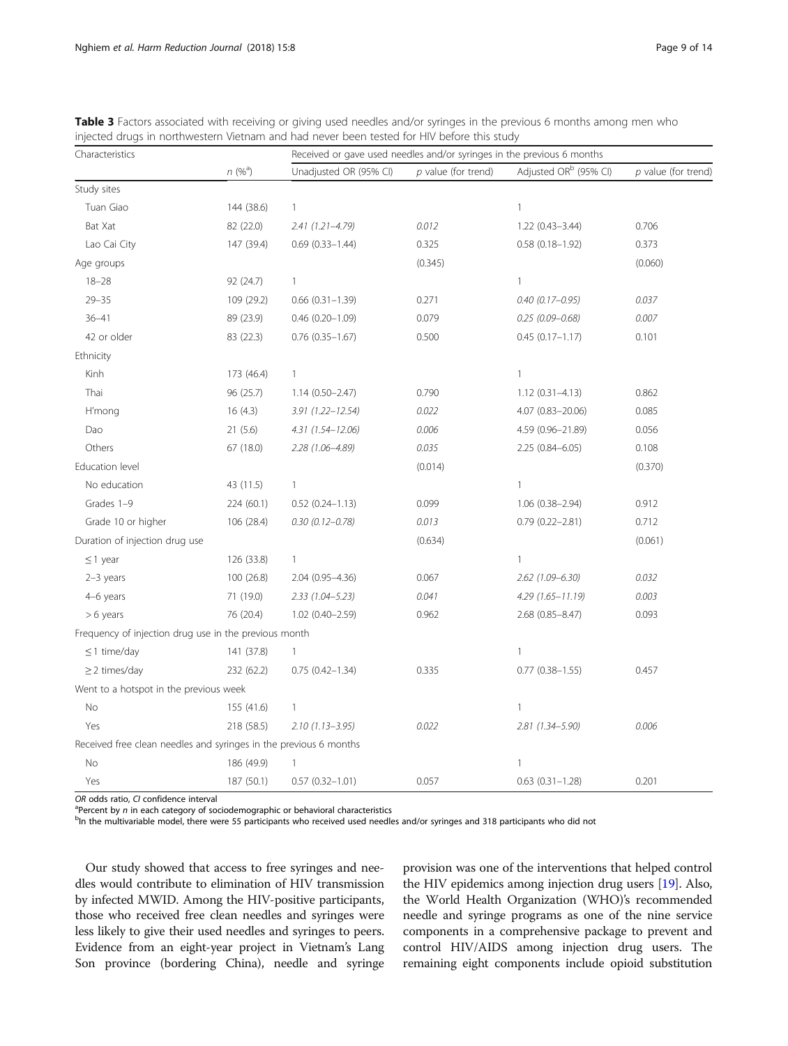**Table 3** Factors associated with receiving or giving used needles and/or syringes in the previous 6 months among men who injected drugs in northwestern Vietnam and had never been tested for HIV before this study

| Characteristics | | Received or gave used needles and/or syringes in the previous 6 months | | | |
|---|---|---|---|---|---|
| | *n* (%[a]) | Unadjusted OR (95% CI) | *p* value (for trend) | Adjusted OR[b] (95% CI) | *p* value (for trend) |
| Study sites | | | | | |
| Tuan Giao | 144 (38.6) | 1 | | 1 | |
| Bat Xat | 82 (22.0) | *2.41 (1.21–4.79)* | *0.012* | 1.22 (0.43–3.44) | 0.706 |
| Lao Cai City | 147 (39.4) | 0.69 (0.33–1.44) | 0.325 | 0.58 (0.18–1.92) | 0.373 |
| Age groups | | | (0.345) | | (0.060) |
| 18–28 | 92 (24.7) | 1 | | 1 | |
| 29–35 | 109 (29.2) | 0.66 (0.31–1.39) | 0.271 | *0.40 (0.17–0.95)* | *0.037* |
| 36–41 | 89 (23.9) | 0.46 (0.20–1.09) | 0.079 | *0.25 (0.09–0.68)* | *0.007* |
| 42 or older | 83 (22.3) | 0.76 (0.35–1.67) | 0.500 | 0.45 (0.17–1.17) | 0.101 |
| Ethnicity | | | | | |
| Kinh | 173 (46.4) | 1 | | 1 | |
| Thai | 96 (25.7) | 1.14 (0.50–2.47) | 0.790 | 1.12 (0.31–4.13) | 0.862 |
| H'mong | 16 (4.3) | *3.91 (1.22–12.54)* | *0.022* | 4.07 (0.83–20.06) | 0.085 |
| Dao | 21 (5.6) | *4.31 (1.54–12.06)* | *0.006* | 4.59 (0.96–21.89) | 0.056 |
| Others | 67 (18.0) | *2.28 (1.06–4.89)* | *0.035* | 2.25 (0.84–6.05) | 0.108 |
| Education level | | | (0.014) | | (0.370) |
| No education | 43 (11.5) | 1 | | 1 | |
| Grades 1–9 | 224 (60.1) | 0.52 (0.24–1.13) | 0.099 | 1.06 (0.38–2.94) | 0.912 |
| Grade 10 or higher | 106 (28.4) | *0.30 (0.12–0.78)* | *0.013* | 0.79 (0.22–2.81) | 0.712 |
| Duration of injection drug use | | | (0.634) | | (0.061) |
| ≤1 year | 126 (33.8) | 1 | | 1 | |
| 2–3 years | 100 (26.8) | 2.04 (0.95–4.36) | 0.067 | *2.62 (1.09–6.30)* | *0.032* |
| 4–6 years | 71 (19.0) | *2.33 (1.04–5.23)* | *0.041* | *4.29 (1.65–11.19)* | *0.003* |
| > 6 years | 76 (20.4) | 1.02 (0.40–2.59) | 0.962 | 2.68 (0.85–8.47) | 0.093 |
| Frequency of injection drug use in the previous month | | | | | |
| ≤1 time/day | 141 (37.8) | 1 | | 1 | |
| ≥2 times/day | 232 (62.2) | 0.75 (0.42–1.34) | 0.335 | 0.77 (0.38–1.55) | 0.457 |
| Went to a hotspot in the previous week | | | | | |
| No | 155 (41.6) | 1 | | 1 | |
| Yes | 218 (58.5) | *2.10 (1.13–3.95)* | *0.022* | *2.81 (1.34–5.90)* | *0.006* |
| Received free clean needles and syringes in the previous 6 months | | | | | |
| No | 186 (49.9) | 1 | | 1 | |
| Yes | 187 (50.1) | 0.57 (0.32–1.01) | 0.057 | 0.63 (0.31–1.28) | 0.201 |

*OR* odds ratio, *CI* confidence interval
[a]Percent by *n* in each category of sociodemographic or behavioral characteristics
[b]In the multivariable model, there were 55 participants who received used needles and/or syringes and 318 participants who did not

Our study showed that access to free syringes and needles would contribute to elimination of HIV transmission by infected MWID. Among the HIV-positive participants, those who received free clean needles and syringes were less likely to give their used needles and syringes to peers. Evidence from an eight-year project in Vietnam's Lang Son province (bordering China), needle and syringe provision was one of the interventions that helped control the HIV epidemics among injection drug users [19]. Also, the World Health Organization (WHO)'s recommended needle and syringe programs as one of the nine service components in a comprehensive package to prevent and control HIV/AIDS among injection drug users. The remaining eight components include opioid substitution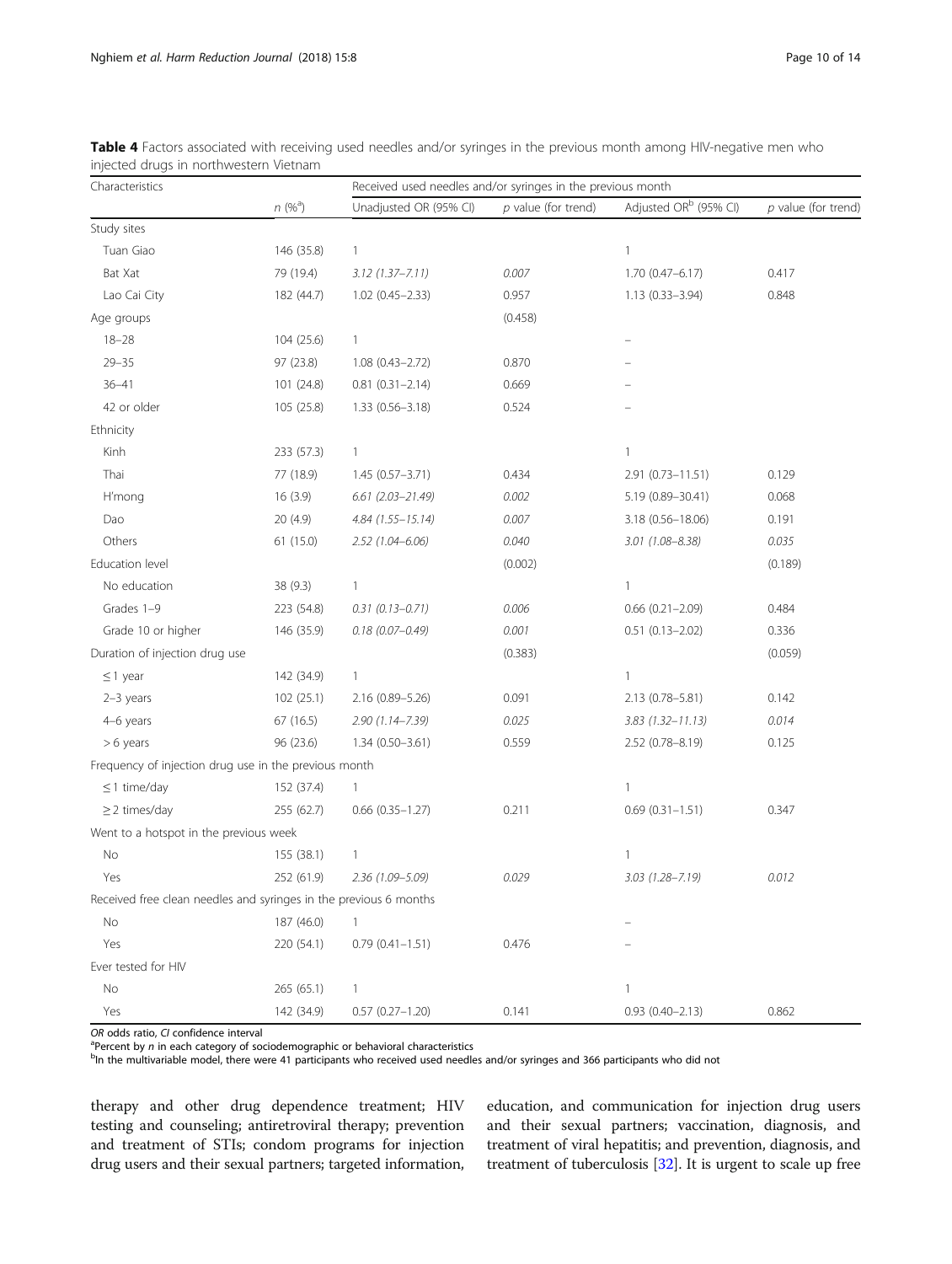**Table 4** Factors associated with receiving used needles and/or syringes in the previous month among HIV-negative men who injected drugs in northwestern Vietnam

| Characteristics | | Received used needles and/or syringes in the previous month | | | |
|---|---|---|---|---|---|
| | *n* (%[a]) | Unadjusted OR (95% CI) | *p* value (for trend) | Adjusted OR[b] (95% CI) | *p* value (for trend) |
| Study sites | | | | | |
| Tuan Giao | 146 (35.8) | 1 | | 1 | |
| Bat Xat | 79 (19.4) | *3.12 (1.37–7.11)* | *0.007* | 1.70 (0.47–6.17) | 0.417 |
| Lao Cai City | 182 (44.7) | 1.02 (0.45–2.33) | 0.957 | 1.13 (0.33–3.94) | 0.848 |
| Age groups | | | (0.458) | | |
| 18–28 | 104 (25.6) | 1 | | – | |
| 29–35 | 97 (23.8) | 1.08 (0.43–2.72) | 0.870 | – | |
| 36–41 | 101 (24.8) | 0.81 (0.31–2.14) | 0.669 | – | |
| 42 or older | 105 (25.8) | 1.33 (0.56–3.18) | 0.524 | – | |
| Ethnicity | | | | | |
| Kinh | 233 (57.3) | 1 | | 1 | |
| Thai | 77 (18.9) | 1.45 (0.57–3.71) | 0.434 | 2.91 (0.73–11.51) | 0.129 |
| H'mong | 16 (3.9) | *6.61 (2.03–21.49)* | *0.002* | 5.19 (0.89–30.41) | 0.068 |
| Dao | 20 (4.9) | *4.84 (1.55–15.14)* | *0.007* | 3.18 (0.56–18.06) | 0.191 |
| Others | 61 (15.0) | *2.52 (1.04–6.06)* | *0.040* | *3.01 (1.08–8.38)* | *0.035* |
| Education level | | | (0.002) | | (0.189) |
| No education | 38 (9.3) | 1 | | 1 | |
| Grades 1–9 | 223 (54.8) | *0.31 (0.13–0.71)* | *0.006* | 0.66 (0.21–2.09) | 0.484 |
| Grade 10 or higher | 146 (35.9) | *0.18 (0.07–0.49)* | *0.001* | 0.51 (0.13–2.02) | 0.336 |
| Duration of injection drug use | | | (0.383) | | (0.059) |
| ≤ 1 year | 142 (34.9) | 1 | | 1 | |
| 2–3 years | 102 (25.1) | 2.16 (0.89–5.26) | 0.091 | 2.13 (0.78–5.81) | 0.142 |
| 4–6 years | 67 (16.5) | *2.90 (1.14–7.39)* | *0.025* | *3.83 (1.32–11.13)* | *0.014* |
| > 6 years | 96 (23.6) | 1.34 (0.50–3.61) | 0.559 | 2.52 (0.78–8.19) | 0.125 |
| Frequency of injection drug use in the previous month | | | | | |
| ≤ 1 time/day | 152 (37.4) | 1 | | 1 | |
| ≥ 2 times/day | 255 (62.7) | 0.66 (0.35–1.27) | 0.211 | 0.69 (0.31–1.51) | 0.347 |
| Went to a hotspot in the previous week | | | | | |
| No | 155 (38.1) | 1 | | 1 | |
| Yes | 252 (61.9) | *2.36 (1.09–5.09)* | *0.029* | *3.03 (1.28–7.19)* | *0.012* |
| Received free clean needles and syringes in the previous 6 months | | | | | |
| No | 187 (46.0) | 1 | | – | |
| Yes | 220 (54.1) | 0.79 (0.41–1.51) | 0.476 | – | |
| Ever tested for HIV | | | | | |
| No | 265 (65.1) | 1 | | 1 | |
| Yes | 142 (34.9) | 0.57 (0.27–1.20) | 0.141 | 0.93 (0.40–2.13) | 0.862 |

*OR* odds ratio, *CI* confidence interval
[a]Percent by *n* in each category of sociodemographic or behavioral characteristics
[b]In the multivariable model, there were 41 participants who received used needles and/or syringes and 366 participants who did not

therapy and other drug dependence treatment; HIV testing and counseling; antiretroviral therapy; prevention and treatment of STIs; condom programs for injection drug users and their sexual partners; targeted information, education, and communication for injection drug users and their sexual partners; vaccination, diagnosis, and treatment of viral hepatitis; and prevention, diagnosis, and treatment of tuberculosis [32]. It is urgent to scale up free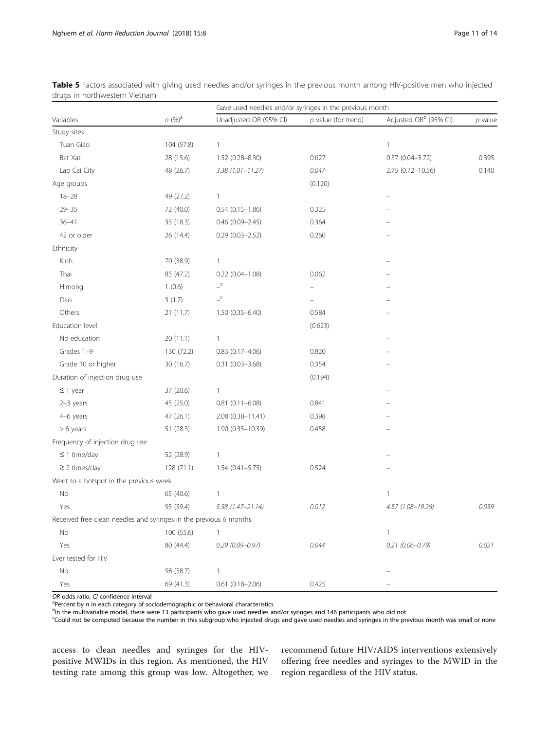**Table 5** Factors associated with giving used needles and/or syringes in the previous month among HIV-positive men who injected drugs in northwestern Vietnam

| Variables | n (%)[a] | Gave used needles and/or syringes in the previous month | | | |
|---|---|---|---|---|---|
| | | Unadjusted OR (95% CI) | p value (for trend) | Adjusted OR[b] (95% CI) | p value |
| Study sites | | | | | |
| Tuan Giao | 104 (57.8) | 1 | | 1 | |
| Bat Xat | 28 (15.6) | 1.52 (0.28–8.30) | 0.627 | 0.37 (0.04–3.72) | 0.395 |
| Lao Cai City | 48 (26.7) | *3.38 (1.01–11.27)* | *0.047* | 2.75 (0.72–10.56) | 0.140 |
| Age groups | | | (0.120) | | |
| 18–28 | 49 (27.2) | 1 | | – | |
| 29–35 | 72 (40.0) | 0.54 (0.15–1.86) | 0.325 | – | |
| 36–41 | 33 (18.3) | 0.46 (0.09–2.45) | 0.364 | – | |
| 42 or older | 26 (14.4) | 0.29 (0.03–2.52) | 0.260 | – | |
| Ethnicity | | | | | |
| Kinh | 70 (38.9) | 1 | | – | |
| Thai | 85 (47.2) | 0.22 (0.04–1.08) | 0.062 | – | |
| H'mong | 1 (0.6) | –[c] | – | – | |
| Dao | 3 (1.7) | –[c] | – | – | |
| Others | 21 (11.7) | 1.50 (0.35–6.40) | 0.584 | – | |
| Education level | | | (0.623) | | |
| No education | 20 (11.1) | 1 | | – | |
| Grades 1–9 | 130 (72.2) | 0.83 (0.17–4.06) | 0.820 | – | |
| Grade 10 or higher | 30 (16.7) | 0.31 (0.03–3.68) | 0.354 | – | |
| Duration of injection drug use | | | (0.194) | | |
| ≤ 1 year | 37 (20.6) | 1 | | – | |
| 2–3 years | 45 (25.0) | 0.81 (0.11–6.08) | 0.841 | – | |
| 4–6 years | 47 (26.1) | 2.08 (0.38–11.41) | 0.398 | – | |
| > 6 years | 51 (28.3) | 1.90 (0.35–10.39) | 0.458 | – | |
| Frequency of injection drug use | | | | | |
| ≤ 1 time/day | 52 (28.9) | 1 | | – | |
| ≥ 2 times/day | 128 (71.1) | 1.54 (0.41–5.75) | 0.524 | – | |
| Went to a hotspot in the previous week | | | | | |
| No | 65 (40.6) | 1 | | 1 | |
| Yes | 95 (59.4) | *5.58 (1.47–21.14)* | *0.012* | *4.57 (1.08–19.26)* | *0.039* |
| Received free clean needles and syringes in the previous 6 months | | | | | |
| No | 100 (55.6) | 1 | | 1 | |
| Yes | 80 (44.4) | *0.29 (0.09–0.97)* | *0.044* | *0.21 (0.06–0.79)* | *0.021* |
| Ever tested for HIV | | | | | |
| No | 98 (58.7) | 1 | | – | |
| Yes | 69 (41.3) | 0.61 (0.18–2.06) | 0.425 | – | |

*OR* odds ratio, *CI* confidence interval

[a]Percent by *n* in each category of sociodemographic or behavioral characteristics

[b]In the multivariable model, there were 13 participants who gave used needles and/or syringes and 146 participants who did not

[c]Could not be computed because the number in this subgroup who injected drugs and gave used needles and syringes in the previous month was small or none

access to clean needles and syringes for the HIV-positive MWIDs in this region. As mentioned, the HIV testing rate among this group was low. Altogether, we recommend future HIV/AIDS interventions extensively offering free needles and syringes to the MWID in the region regardless of the HIV status.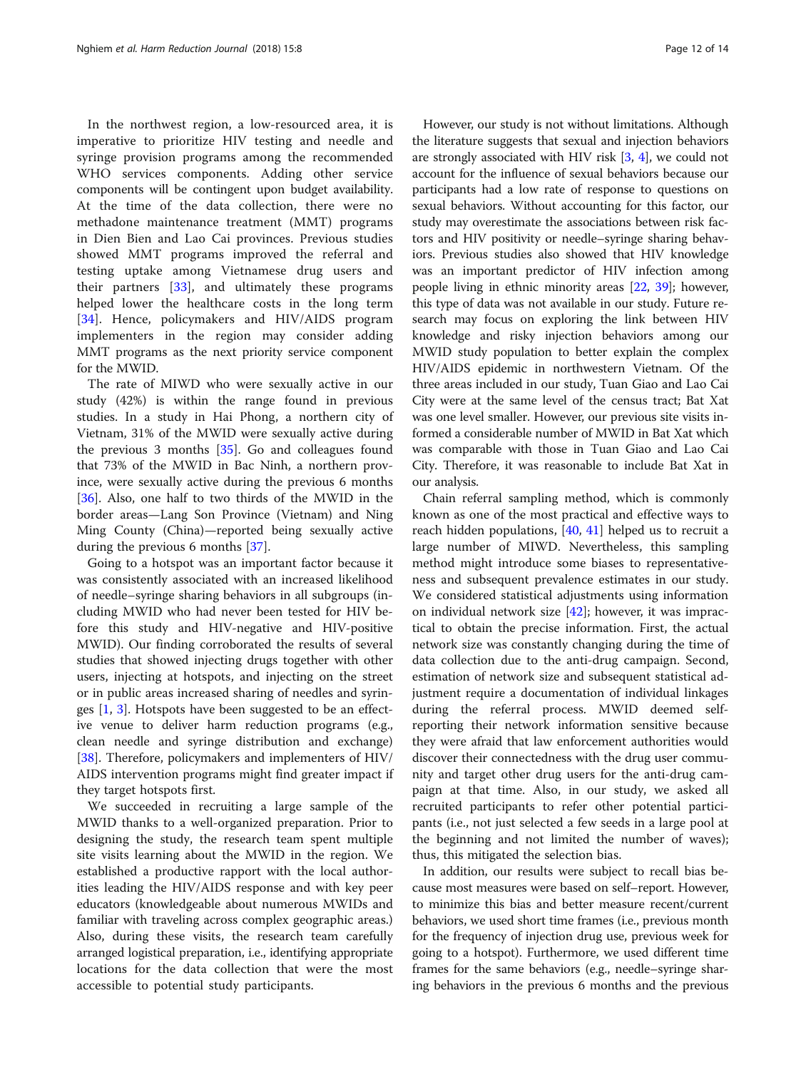In the northwest region, a low-resourced area, it is imperative to prioritize HIV testing and needle and syringe provision programs among the recommended WHO services components. Adding other service components will be contingent upon budget availability. At the time of the data collection, there were no methadone maintenance treatment (MMT) programs in Dien Bien and Lao Cai provinces. Previous studies showed MMT programs improved the referral and testing uptake among Vietnamese drug users and their partners [33], and ultimately these programs helped lower the healthcare costs in the long term [34]. Hence, policymakers and HIV/AIDS program implementers in the region may consider adding MMT programs as the next priority service component for the MWID.

The rate of MIWD who were sexually active in our study (42%) is within the range found in previous studies. In a study in Hai Phong, a northern city of Vietnam, 31% of the MWID were sexually active during the previous 3 months [35]. Go and colleagues found that 73% of the MWID in Bac Ninh, a northern province, were sexually active during the previous 6 months [36]. Also, one half to two thirds of the MWID in the border areas—Lang Son Province (Vietnam) and Ning Ming County (China)—reported being sexually active during the previous 6 months [37].

Going to a hotspot was an important factor because it was consistently associated with an increased likelihood of needle–syringe sharing behaviors in all subgroups (including MWID who had never been tested for HIV before this study and HIV-negative and HIV-positive MWID). Our finding corroborated the results of several studies that showed injecting drugs together with other users, injecting at hotspots, and injecting on the street or in public areas increased sharing of needles and syringes [1, 3]. Hotspots have been suggested to be an effective venue to deliver harm reduction programs (e.g., clean needle and syringe distribution and exchange) [38]. Therefore, policymakers and implementers of HIV/AIDS intervention programs might find greater impact if they target hotspots first.

We succeeded in recruiting a large sample of the MWID thanks to a well-organized preparation. Prior to designing the study, the research team spent multiple site visits learning about the MWID in the region. We established a productive rapport with the local authorities leading the HIV/AIDS response and with key peer educators (knowledgeable about numerous MWIDs and familiar with traveling across complex geographic areas.) Also, during these visits, the research team carefully arranged logistical preparation, i.e., identifying appropriate locations for the data collection that were the most accessible to potential study participants.

However, our study is not without limitations. Although the literature suggests that sexual and injection behaviors are strongly associated with HIV risk [3, 4], we could not account for the influence of sexual behaviors because our participants had a low rate of response to questions on sexual behaviors. Without accounting for this factor, our study may overestimate the associations between risk factors and HIV positivity or needle–syringe sharing behaviors. Previous studies also showed that HIV knowledge was an important predictor of HIV infection among people living in ethnic minority areas [22, 39]; however, this type of data was not available in our study. Future research may focus on exploring the link between HIV knowledge and risky injection behaviors among our MWID study population to better explain the complex HIV/AIDS epidemic in northwestern Vietnam. Of the three areas included in our study, Tuan Giao and Lao Cai City were at the same level of the census tract; Bat Xat was one level smaller. However, our previous site visits informed a considerable number of MWID in Bat Xat which was comparable with those in Tuan Giao and Lao Cai City. Therefore, it was reasonable to include Bat Xat in our analysis.

Chain referral sampling method, which is commonly known as one of the most practical and effective ways to reach hidden populations, [40, 41] helped us to recruit a large number of MIWD. Nevertheless, this sampling method might introduce some biases to representativeness and subsequent prevalence estimates in our study. We considered statistical adjustments using information on individual network size [42]; however, it was impractical to obtain the precise information. First, the actual network size was constantly changing during the time of data collection due to the anti-drug campaign. Second, estimation of network size and subsequent statistical adjustment require a documentation of individual linkages during the referral process. MWID deemed self-reporting their network information sensitive because they were afraid that law enforcement authorities would discover their connectedness with the drug user community and target other drug users for the anti-drug campaign at that time. Also, in our study, we asked all recruited participants to refer other potential participants (i.e., not just selected a few seeds in a large pool at the beginning and not limited the number of waves); thus, this mitigated the selection bias.

In addition, our results were subject to recall bias because most measures were based on self–report. However, to minimize this bias and better measure recent/current behaviors, we used short time frames (i.e., previous month for the frequency of injection drug use, previous week for going to a hotspot). Furthermore, we used different time frames for the same behaviors (e.g., needle–syringe sharing behaviors in the previous 6 months and the previous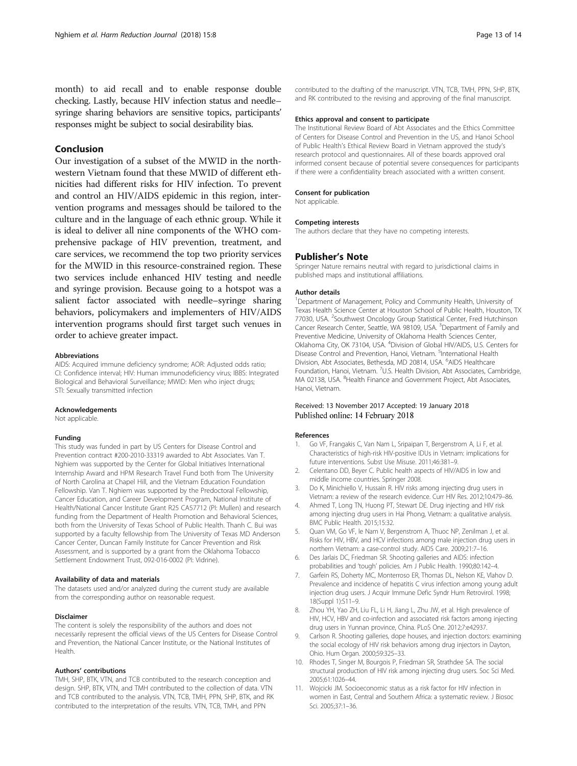month) to aid recall and to enable response double checking. Lastly, because HIV infection status and needle–syringe sharing behaviors are sensitive topics, participants' responses might be subject to social desirability bias.

## Conclusion

Our investigation of a subset of the MWID in the northwestern Vietnam found that these MWID of different ethnicities had different risks for HIV infection. To prevent and control an HIV/AIDS epidemic in this region, intervention programs and messages should be tailored to the culture and in the language of each ethnic group. While it is ideal to deliver all nine components of the WHO comprehensive package of HIV prevention, treatment, and care services, we recommend the top two priority services for the MWID in this resource-constrained region. These two services include enhanced HIV testing and needle and syringe provision. Because going to a hotspot was a salient factor associated with needle–syringe sharing behaviors, policymakers and implementers of HIV/AIDS intervention programs should first target such venues in order to achieve greater impact.

#### Abbreviations

AIDS: Acquired immune deficiency syndrome; AOR: Adjusted odds ratio; CI: Confidence interval; HIV: Human immunodeficiency virus; IBBS: Integrated Biological and Behavioral Surveillance; MWID: Men who inject drugs; STI: Sexually transmitted infection

#### Acknowledgements

Not applicable.

#### Funding

This study was funded in part by US Centers for Disease Control and Prevention contract #200-2010-33319 awarded to Abt Associates. Van T. Nghiem was supported by the Center for Global Initiatives International Internship Award and HPM Research Travel Fund both from The University of North Carolina at Chapel Hill, and the Vietnam Education Foundation Fellowship. Van T. Nghiem was supported by the Predoctoral Fellowship, Cancer Education, and Career Development Program, National Institute of Health/National Cancer Institute Grant R25 CA57712 (PI: Mullen) and research funding from the Department of Health Promotion and Behavioral Sciences, both from the University of Texas School of Public Health. Thanh C. Bui was supported by a faculty fellowship from The University of Texas MD Anderson Cancer Center, Duncan Family Institute for Cancer Prevention and Risk Assessment, and is supported by a grant from the Oklahoma Tobacco Settlement Endowment Trust, 092-016-0002 (PI: Vidrine).

#### Availability of data and materials

The datasets used and/or analyzed during the current study are available from the corresponding author on reasonable request.

#### Disclaimer

The content is solely the responsibility of the authors and does not necessarily represent the official views of the US Centers for Disease Control and Prevention, the National Cancer Institute, or the National Institutes of Health.

#### Authors' contributions

TMH, SHP, BTK, VTN, and TCB contributed to the research conception and design. SHP, BTK, VTN, and TMH contributed to the collection of data. VTN and TCB contributed to the analysis. VTN, TCB, TMH, PPN, SHP, BTK, and RK contributed to the interpretation of the results. VTN, TCB, TMH, and PPN contributed to the drafting of the manuscript. VTN, TCB, TMH, PPN, SHP, BTK, and RK contributed to the revising and approving of the final manuscript.

#### Ethics approval and consent to participate

The Institutional Review Board of Abt Associates and the Ethics Committee of Centers for Disease Control and Prevention in the US, and Hanoi School of Public Health's Ethical Review Board in Vietnam approved the study's research protocol and questionnaires. All of these boards approved oral informed consent because of potential severe consequences for participants if there were a confidentiality breach associated with a written consent.

#### Consent for publication

Not applicable.

#### Competing interests

The authors declare that they have no competing interests.

## Publisher's Note

Springer Nature remains neutral with regard to jurisdictional claims in published maps and institutional affiliations.

#### Author details

[1]Department of Management, Policy and Community Health, University of Texas Health Science Center at Houston School of Public Health, Houston, TX 77030, USA. [2]Southwest Oncology Group Statistical Center, Fred Hutchinson Cancer Research Center, Seattle, WA 98109, USA. [3]Department of Family and Preventive Medicine, University of Oklahoma Health Sciences Center, Oklahoma City, OK 73104, USA. [4]Division of Global HIV/AIDS, U.S. Centers for Disease Control and Prevention, Hanoi, Vietnam. [5]International Health Division, Abt Associates, Bethesda, MD 20814, USA. [6]AIDS Healthcare Foundation, Hanoi, Vietnam. [7]U.S. Health Division, Abt Associates, Cambridge, MA 02138, USA. [8]Health Finance and Government Project, Abt Associates, Hanoi, Vietnam.

Received: 13 November 2017 Accepted: 19 January 2018
Published online: 14 February 2018

#### References

1. Go VF, Frangakis C, Van Nam L, Sripaipan T, Bergenstrom A, Li F, et al. Characteristics of high-risk HIV-positive IDUs in Vietnam: implications for future interventions. Subst Use Misuse. 2011;46:381–9.
2. Celentano DD, Beyer C. Public health aspects of HIV/AIDS in low and middle income countries. Springer 2008.
3. Do K, Minichiello V, Hussain R. HIV risks among injecting drug users in Vietnam: a review of the research evidence. Curr HIV Res. 2012;10:479–86.
4. Ahmed T, Long TN, Huong PT, Stewart DE. Drug injecting and HIV risk among injecting drug users in Hai Phong, Vietnam: a qualitative analysis. BMC Public Health. 2015;15:32.
5. Quan VM, Go VF, le Nam V, Bergenstrom A, Thuoc NP, Zenilman J, et al. Risks for HIV, HBV, and HCV infections among male injection drug users in northern Vietnam: a case-control study. AIDS Care. 2009;21:7–16.
6. Des Jarlais DC, Friedman SR. Shooting galleries and AIDS: infection probabilities and 'tough' policies. Am J Public Health. 1990;80:142–4.
7. Garfein RS, Doherty MC, Monterroso ER, Thomas DL, Nelson KE, Vlahov D. Prevalence and incidence of hepatitis C virus infection among young adult injection drug users. J Acquir Immune Defic Syndr Hum Retrovirol. 1998; 18(Suppl 1):S11–9.
8. Zhou YH, Yao ZH, Liu FL, Li H, Jiang L, Zhu JW, et al. High prevalence of HIV, HCV, HBV and co-infection and associated risk factors among injecting drug users in Yunnan province, China. PLoS One. 2012;7:e42937.
9. Carlson R. Shooting galleries, dope houses, and injection doctors: examining the social ecology of HIV risk behaviors among drug injectors in Dayton, Ohio. Hum Organ. 2000;59:325–33.
10. Rhodes T, Singer M, Bourgois P, Friedman SR, Strathdee SA. The social structural production of HIV risk among injecting drug users. Soc Sci Med. 2005;61:1026–44.
11. Wojcicki JM. Socioeconomic status as a risk factor for HIV infection in women in East, Central and Southern Africa: a systematic review. J Biosoc Sci. 2005;37:1–36.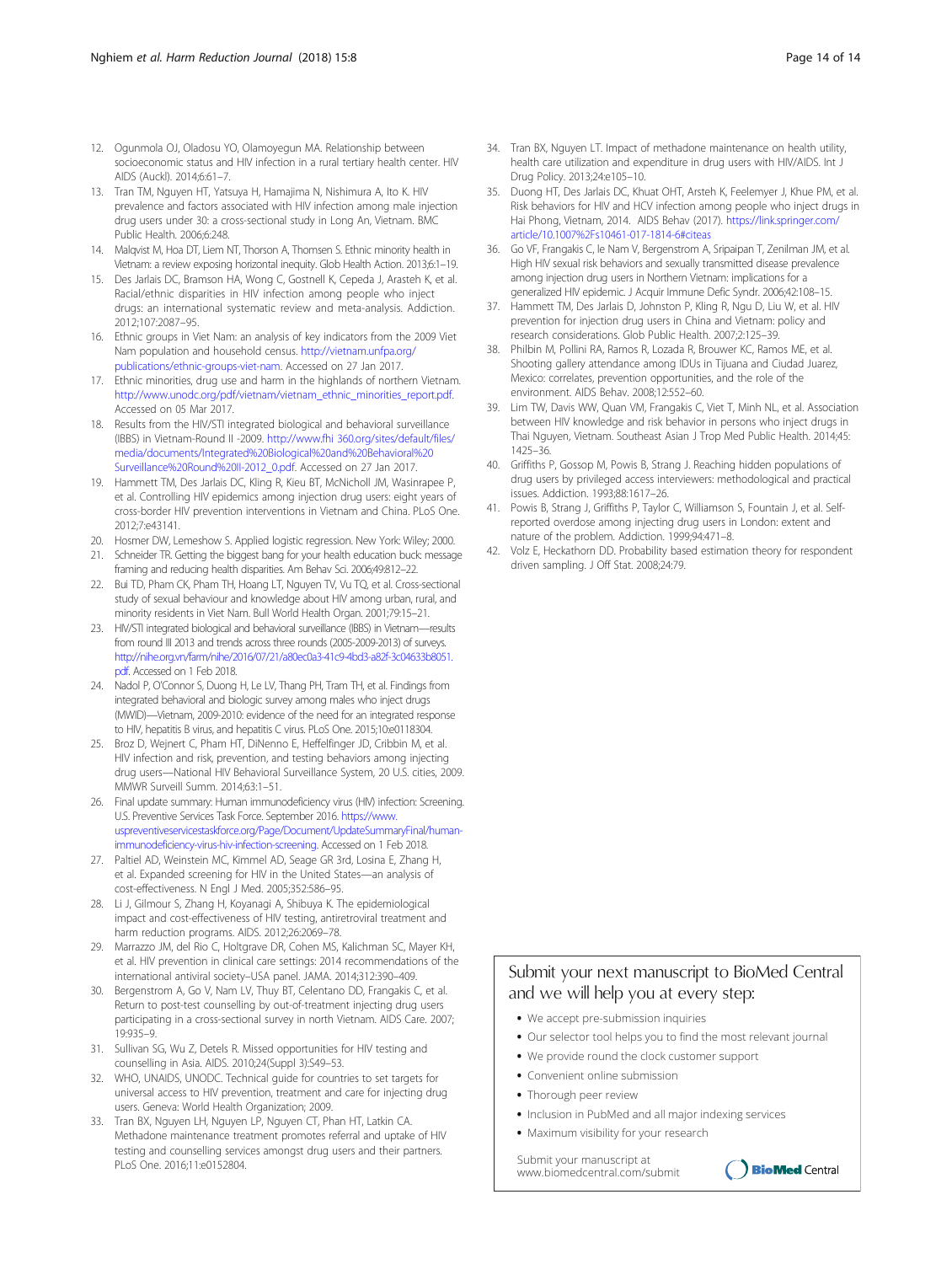12. Ogunmola OJ, Oladosu YO, Olamoyegun MA. Relationship between socioeconomic status and HIV infection in a rural tertiary health center. HIV AIDS (Auckl). 2014;6:61–7.
13. Tran TM, Nguyen HT, Yatsuya H, Hamajima N, Nishimura A, Ito K. HIV prevalence and factors associated with HIV infection among male injection drug users under 30: a cross-sectional study in Long An, Vietnam. BMC Public Health. 2006;6:248.
14. Malqvist M, Hoa DT, Liem NT, Thorson A, Thomsen S. Ethnic minority health in Vietnam: a review exposing horizontal inequity. Glob Health Action. 2013;6:1–19.
15. Des Jarlais DC, Bramson HA, Wong C, Gostnell K, Cepeda J, Arasteh K, et al. Racial/ethnic disparities in HIV infection among people who inject drugs: an international systematic review and meta-analysis. Addiction. 2012;107:2087–95.
16. Ethnic groups in Viet Nam: an analysis of key indicators from the 2009 Viet Nam population and household census. http://vietnam.unfpa.org/publications/ethnic-groups-viet-nam. Accessed on 27 Jan 2017.
17. Ethnic minorities, drug use and harm in the highlands of northern Vietnam. http://www.unodc.org/pdf/vietnam/vietnam_ethnic_minorities_report.pdf. Accessed on 05 Mar 2017.
18. Results from the HIV/STI integrated biological and behavioral surveillance (IBBS) in Vietnam-Round II -2009. http://www.fhi 360.org/sites/default/files/media/documents/Integrated%20Biological%20and%20Behavioral%20Surveillance%20Round%20II-2012_0.pdf. Accessed on 27 Jan 2017.
19. Hammett TM, Des Jarlais DC, Kling R, Kieu BT, McNicholl JM, Wasinrapee P, et al. Controlling HIV epidemics among injection drug users: eight years of cross-border HIV prevention interventions in Vietnam and China. PLoS One. 2012;7:e43141.
20. Hosmer DW, Lemeshow S. Applied logistic regression. New York: Wiley; 2000.
21. Schneider TR. Getting the biggest bang for your health education buck: message framing and reducing health disparities. Am Behav Sci. 2006;49:812–22.
22. Bui TD, Pham CK, Pham TH, Hoang LT, Nguyen TV, Vu TQ, et al. Cross-sectional study of sexual behaviour and knowledge about HIV among urban, rural, and minority residents in Viet Nam. Bull World Health Organ. 2001;79:15–21.
23. HIV/STI integrated biological and behavioral surveillance (IBBS) in Vietnam—results from round III 2013 and trends across three rounds (2005-2009-2013) of surveys. http://nihe.org.vn/farm/nihe/2016/07/21/a80ec0a3-41c9-4bd3-a82f-3c04633b8051.pdf. Accessed on 1 Feb 2018.
24. Nadol P, O'Connor S, Duong H, Le LV, Thang PH, Tram TH, et al. Findings from integrated behavioral and biologic survey among males who inject drugs (MWID)—Vietnam, 2009-2010: evidence of the need for an integrated response to HIV, hepatitis B virus, and hepatitis C virus. PLoS One. 2015;10:e0118304.
25. Broz D, Wejnert C, Pham HT, DiNenno E, Heffelfinger JD, Cribbin M, et al. HIV infection and risk, prevention, and testing behaviors among injecting drug users—National HIV Behavioral Surveillance System, 20 U.S. cities, 2009. MMWR Surveill Summ. 2014;63:1–51.
26. Final update summary: Human immunodeficiency virus (HIV) infection: Screening. U.S. Preventive Services Task Force. September 2016. https://www.uspreventiveservicestaskforce.org/Page/Document/UpdateSummaryFinal/human-immunodeficiency-virus-hiv-infection-screening. Accessed on 1 Feb 2018.
27. Paltiel AD, Weinstein MC, Kimmel AD, Seage GR 3rd, Losina E, Zhang H, et al. Expanded screening for HIV in the United States—an analysis of cost-effectiveness. N Engl J Med. 2005;352:586–95.
28. Li J, Gilmour S, Zhang H, Koyanagi A, Shibuya K. The epidemiological impact and cost-effectiveness of HIV testing, antiretroviral treatment and harm reduction programs. AIDS. 2012;26:2069–78.
29. Marrazzo JM, del Rio C, Holtgrave DR, Cohen MS, Kalichman SC, Mayer KH, et al. HIV prevention in clinical care settings: 2014 recommendations of the international antiviral society–USA panel. JAMA. 2014;312:390–409.
30. Bergenstrom A, Go V, Nam LV, Thuy BT, Celentano DD, Frangakis C, et al. Return to post-test counselling by out-of-treatment injecting drug users participating in a cross-sectional survey in north Vietnam. AIDS Care. 2007; 19:935–9.
31. Sullivan SG, Wu Z, Detels R. Missed opportunities for HIV testing and counselling in Asia. AIDS. 2010;24(Suppl 3):S49–53.
32. WHO, UNAIDS, UNODC. Technical guide for countries to set targets for universal access to HIV prevention, treatment and care for injecting drug users. Geneva: World Health Organization; 2009.
33. Tran BX, Nguyen LH, Nguyen LP, Nguyen CT, Phan HT, Latkin CA. Methadone maintenance treatment promotes referral and uptake of HIV testing and counselling services amongst drug users and their partners. PLoS One. 2016;11:e0152804.
34. Tran BX, Nguyen LT. Impact of methadone maintenance on health utility, health care utilization and expenditure in drug users with HIV/AIDS. Int J Drug Policy. 2013;24:e105–10.
35. Duong HT, Des Jarlais DC, Khuat OHT, Arsteh K, Feelemyer J, Khue PM, et al. Risk behaviors for HIV and HCV infection among people who inject drugs in Hai Phong, Vietnam, 2014. AIDS Behav (2017). https://link.springer.com/article/10.1007%2Fs10461-017-1814-6#citeas
36. Go VF, Frangakis C, le Nam V, Bergenstrom A, Sripaipan T, Zenilman JM, et al. High HIV sexual risk behaviors and sexually transmitted disease prevalence among injection drug users in Northern Vietnam: implications for a generalized HIV epidemic. J Acquir Immune Defic Syndr. 2006;42:108–15.
37. Hammett TM, Des Jarlais D, Johnston P, Kling R, Ngu D, Liu W, et al. HIV prevention for injection drug users in China and Vietnam: policy and research considerations. Glob Public Health. 2007;2:125–39.
38. Philbin M, Pollini RA, Ramos R, Lozada R, Brouwer KC, Ramos ME, et al. Shooting gallery attendance among IDUs in Tijuana and Ciudad Juarez, Mexico: correlates, prevention opportunities, and the role of the environment. AIDS Behav. 2008;12:552–60.
39. Lim TW, Davis WW, Quan VM, Frangakis C, Viet T, Minh NL, et al. Association between HIV knowledge and risk behavior in persons who inject drugs in Thai Nguyen, Vietnam. Southeast Asian J Trop Med Public Health. 2014;45: 1425–36.
40. Griffiths P, Gossop M, Powis B, Strang J. Reaching hidden populations of drug users by privileged access interviewers: methodological and practical issues. Addiction. 1993;88:1617–26.
41. Powis B, Strang J, Griffiths P, Taylor C, Williamson S, Fountain J, et al. Self-reported overdose among injecting drug users in London: extent and nature of the problem. Addiction. 1999;94:471–8.
42. Volz E, Heckathorn DD. Probability based estimation theory for respondent driven sampling. J Off Stat. 2008;24:79.

Submit your next manuscript to BioMed Central and we will help you at every step:

- We accept pre-submission inquiries
- Our selector tool helps you to find the most relevant journal
- We provide round the clock customer support
- Convenient online submission
- Thorough peer review
- Inclusion in PubMed and all major indexing services
- Maximum visibility for your research

Submit your manuscript at www.biomedcentral.com/submit

BioMed Central